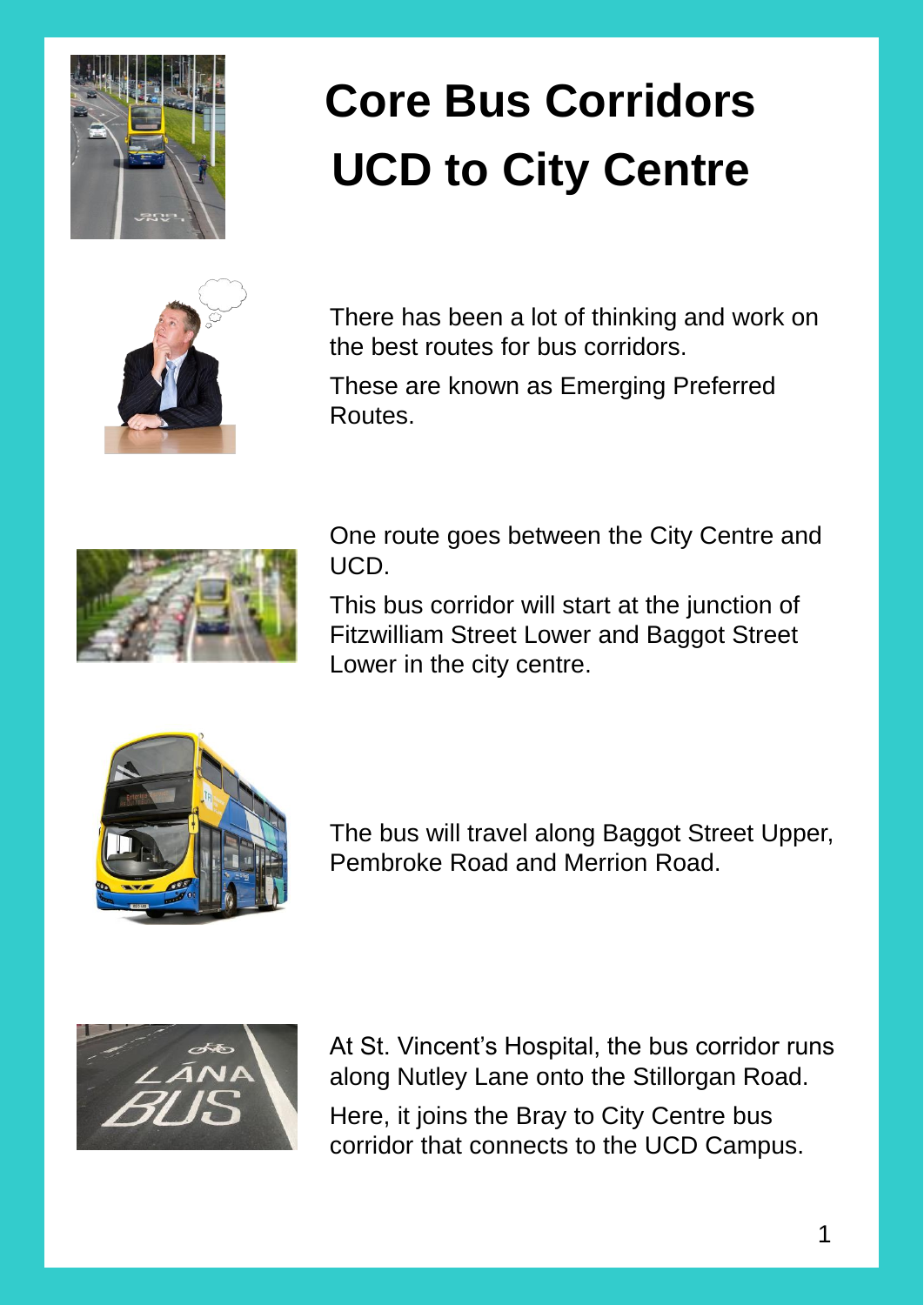# Core Bus Corridors UCD to City Centre

There has been a lot of thinking and work on the best routes for bus corridors.

These are known as Emerging Preferred Routes.

One route goes between the City Centre and UCD.

This bus corridor will start at the junction of Fitzwilliam Street Lower and Baggot Street Lower in the city centre.

The bus will travel along Baggot Street Upper, Pembroke Road and Merrion Road.

At St. Vincent's Hospital, the bus corridor runs along Nutley Lane onto the Stillorgan Road.

Here, it joins the Bray to City Centre bus corridor that connects to the UCD Campus.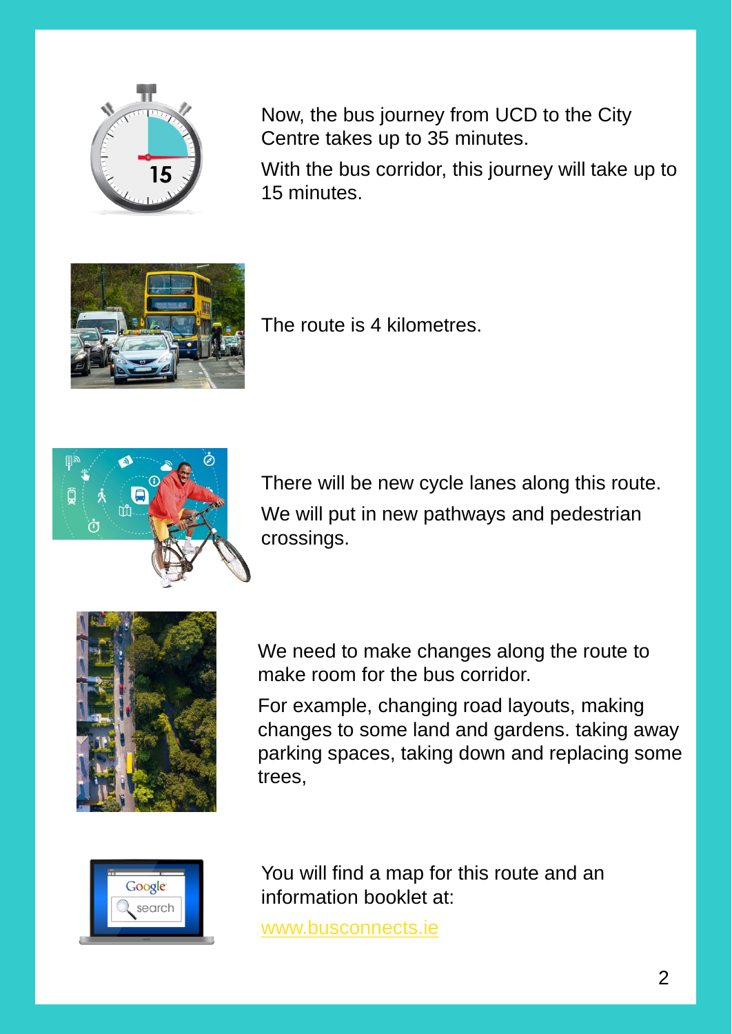Now, the bus journey from UCD to the City Centre takes up to 35 minutes.

With the bus corridor, this journey will take up to 15 minutes.

The route is 4 kilometres.

There will be new cycle lanes along this route.

We will put in new pathways and pedestrian crossings.

We need to make changes along the route to make room for the bus corridor.

For example, changing road layouts, making changes to some land and gardens. taking away parking spaces, taking down and replacing some trees,

You will find a map for this route and an information booklet at:

[www.busconnects.ie](http://www.busconnects.ie)